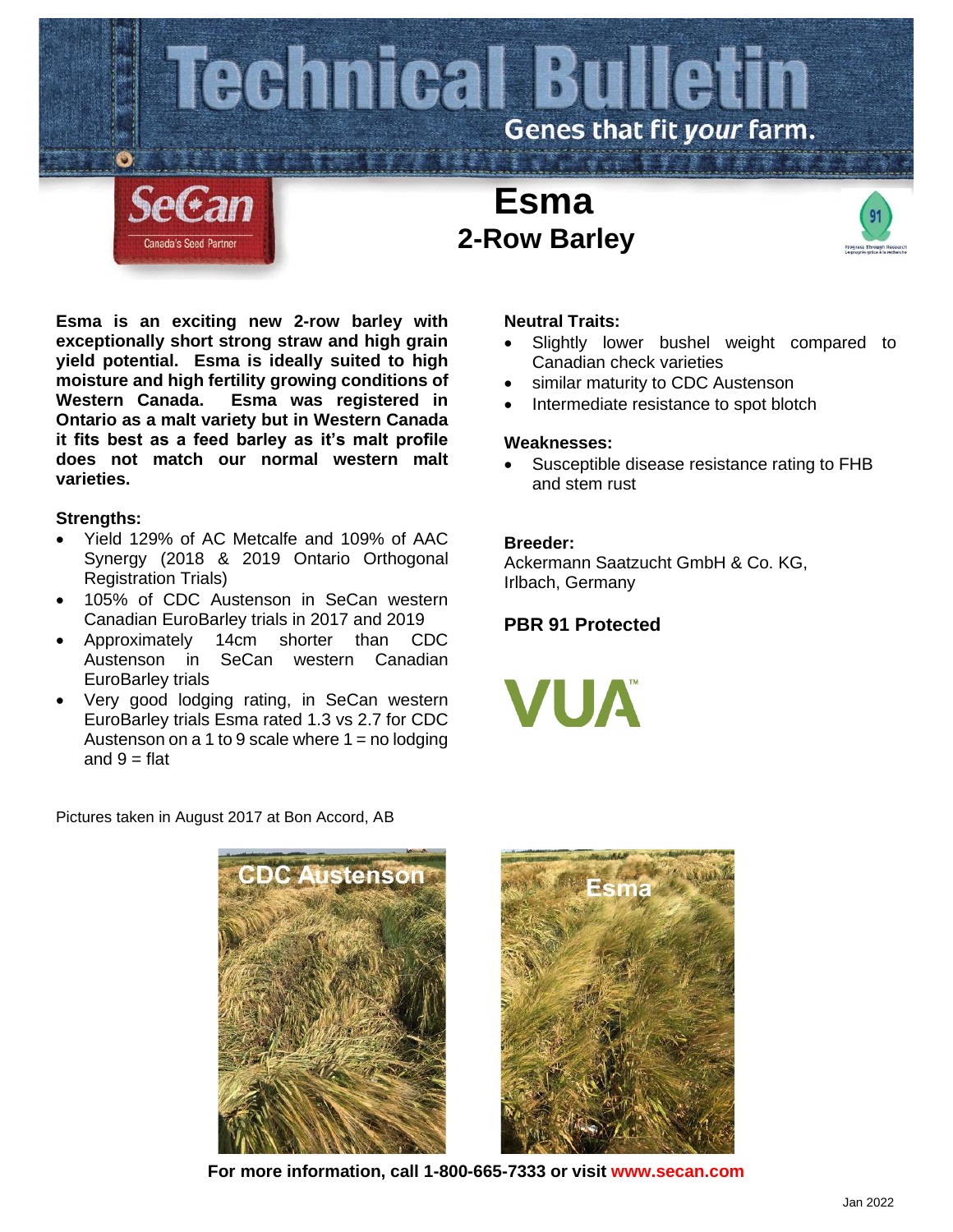# Technical Bulletin

Genes that fit *your* farm.

SeCan
Canada's Seed Partner

## Esma
## 2-Row Barley

**Esma is an exciting new 2-row barley with exceptionally short strong straw and high grain yield potential. Esma is ideally suited to high moisture and high fertility growing conditions of Western Canada. Esma was registered in Ontario as a malt variety but in Western Canada it fits best as a feed barley as it's malt profile does not match our normal western malt varieties.**

**Strengths:**

- Yield 129% of AC Metcalfe and 109% of AAC Synergy (2018 & 2019 Ontario Orthogonal Registration Trials)
- 105% of CDC Austenson in SeCan western Canadian EuroBarley trials in 2017 and 2019
- Approximately 14cm shorter than CDC Austenson in SeCan western Canadian EuroBarley trials
- Very good lodging rating, in SeCan western EuroBarley trials Esma rated 1.3 vs 2.7 for CDC Austenson on a 1 to 9 scale where 1 = no lodging and 9 = flat

**Neutral Traits:**

- Slightly lower bushel weight compared to Canadian check varieties
- similar maturity to CDC Austenson
- Intermediate resistance to spot blotch

**Weaknesses:**

- Susceptible disease resistance rating to FHB and stem rust

**Breeder:**
Ackermann Saatzucht GmbH & Co. KG, Irlbach, Germany

**PBR 91 Protected**

VUA™

Pictures taken in August 2017 at Bon Accord, AB

CDC Austenson

Esma

**For more information, call 1-800-665-7333 or visit www.secan.com**

Jan 2022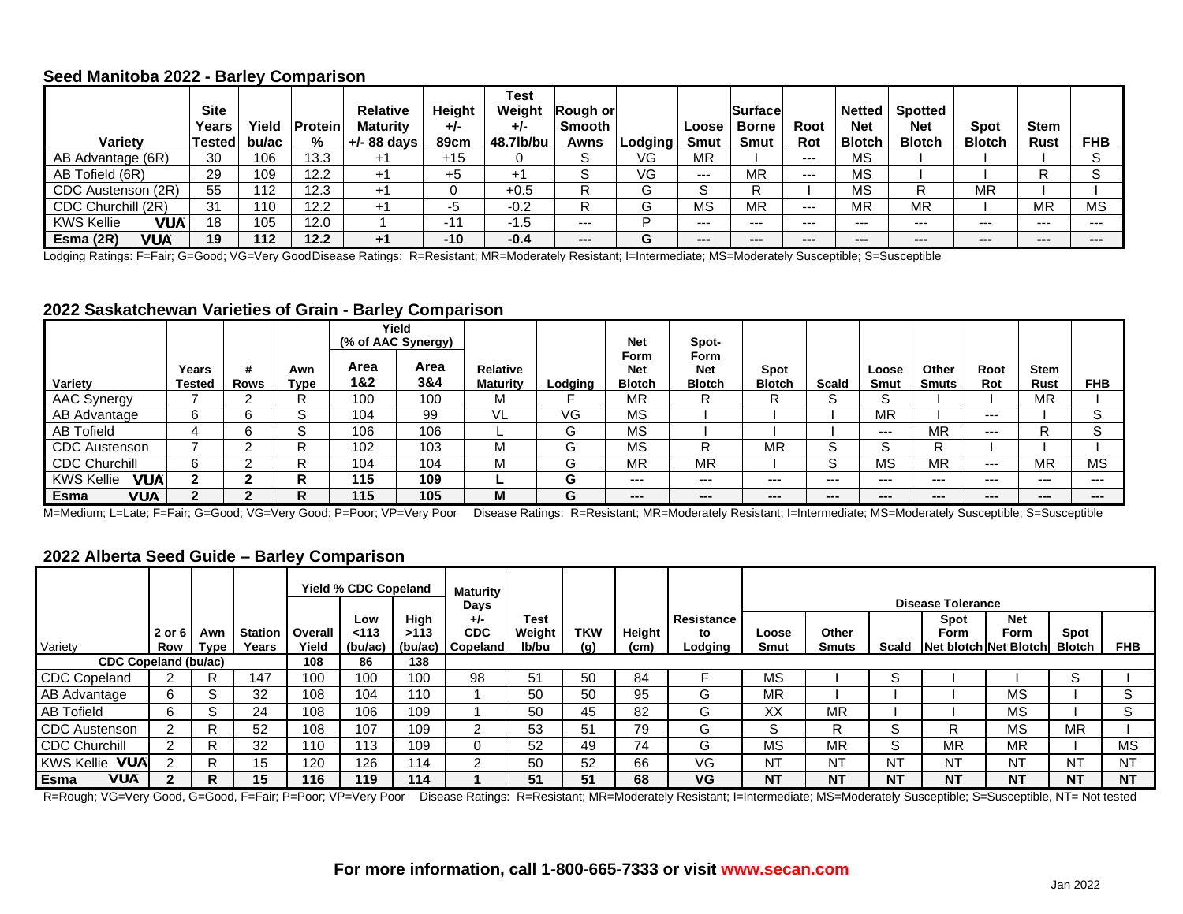## Seed Manitoba 2022 - Barley Comparison

| Variety | Site Years Tested | Yield bu/ac | Protein % | Relative Maturity +/- 88 days | Height +/- 89cm | Test Weight +/- 48.7lb/bu | Rough or Smooth Awns | Lodging | Loose Smut | Surface Borne Smut | Root Rot | Netted Net Blotch | Spotted Net Blotch | Spot Blotch | Stem Rust | FHB |
|---|---|---|---|---|---|---|---|---|---|---|---|---|---|---|---|---|
| AB Advantage (6R) | 30 | 106 | 13.3 | +1 | +15 | 0 | S | VG | MR | I | --- | MS | I | I | I | S |
| AB Tofield (6R) | 29 | 109 | 12.2 | +1 | +5 | +1 | S | VG | --- | MR | --- | MS | I | I | R | S |
| CDC Austenson (2R) | 55 | 112 | 12.3 | +1 | 0 | +0.5 | R | G | S | R | I | MS | R | MR | I | I |
| CDC Churchill (2R) | 31 | 110 | 12.2 | +1 | -5 | -0.2 | R | G | MS | MR | --- | MR | MR | I | MR | MS |
| KWS Kellie VUA | 18 | 105 | 12.0 | 1 | -11 | -1.5 | --- | P | --- | --- | --- | --- | --- | --- | --- | --- |
| **Esma (2R) VUA** | **19** | **112** | **12.2** | **+1** | **-10** | **-0.4** | **---** | **G** | **---** | **---** | **---** | **---** | **---** | **---** | **---** | **---** |

Lodging Ratings: F=Fair; G=Good; VG=Very Good Disease Ratings: R=Resistant; MR=Moderately Resistant; I=Intermediate; MS=Moderately Susceptible; S=Susceptible

## 2022 Saskatchewan Varieties of Grain - Barley Comparison

| Variety | Years Tested | # Rows | Awn Type | Yield (% of AAC Synergy) Area 1&2 | Yield (% of AAC Synergy) Area 3&4 | Relative Maturity | Lodging | Net Form Net Blotch | Spot-Form Net Blotch | Spot Blotch | Scald | Loose Smut | Other Smuts | Root Rot | Stem Rust | FHB |
|---|---|---|---|---|---|---|---|---|---|---|---|---|---|---|---|---|
| AAC Synergy | 7 | 2 | R | 100 | 100 | M | F | MR | R | R | S | S | I | I | MR | I |
| AB Advantage | 6 | 6 | S | 104 | 99 | VL | VG | MS | I | I | I | MR | I | --- | I | S |
| AB Tofield | 4 | 6 | S | 106 | 106 | L | G | MS | I | I | I | --- | MR | --- | R | S |
| CDC Austenson | 7 | 2 | R | 102 | 103 | M | G | MS | R | MR | S | S | R | I | I | I |
| CDC Churchill | 6 | 2 | R | 104 | 104 | M | G | MR | MR | I | S | MS | MR | --- | MR | MS |
| **KWS Kellie VUA** | **2** | **2** | **R** | **115** | **109** | **L** | **G** | **---** | **---** | **---** | **---** | **---** | **---** | **---** | **---** | **---** |
| **Esma VUA** | **2** | **2** | **R** | **115** | **105** | **M** | **G** | **---** | **---** | **---** | **---** | **---** | **---** | **---** | **---** | **---** |

M=Medium; L=Late; F=Fair; G=Good; VG=Very Good; P=Poor; VP=Very Poor Disease Ratings: R=Resistant; MR=Moderately Resistant; I=Intermediate; MS=Moderately Susceptible; S=Susceptible

## 2022 Alberta Seed Guide – Barley Comparison

| Variety | 2 or 6 Row | Awn Type | Station Years | Yield % CDC Copeland Overall Yield | Yield % CDC Copeland Low <113 (bu/ac) | Yield % CDC Copeland High >113 (bu/ac) | Maturity Days +/- CDC Copeland | Test Weight lb/bu | TKW (g) | Height (cm) | Resistance to Lodging | Loose Smut | Other Smuts | Scald | Spot Form Net blotch | Net Form Net Blotch | Spot Blotch | FHB |
|---|---|---|---|---|---|---|---|---|---|---|---|---|---|---|---|---|---|---|
| **CDC Copeland (bu/ac)** | | | | **108** | **86** | **138** | | | | | | | | | | | | |
| CDC Copeland | 2 | R | 147 | 100 | 100 | 100 | 98 | 51 | 50 | 84 | F | MS | I | S | I | I | S | I |
| AB Advantage | 6 | S | 32 | 108 | 104 | 110 | 1 | 50 | 50 | 95 | G | MR | I | I | I | MS | I | S |
| AB Tofield | 6 | S | 24 | 108 | 106 | 109 | 1 | 50 | 45 | 82 | G | XX | MR | I | I | MS | I | S |
| CDC Austenson | 2 | R | 52 | 108 | 107 | 109 | 2 | 53 | 51 | 79 | G | S | R | S | R | MS | MR | I |
| CDC Churchill | 2 | R | 32 | 110 | 113 | 109 | 0 | 52 | 49 | 74 | G | MS | MR | S | MR | MR | I | MS |
| KWS Kellie VUA | 2 | R | 15 | 120 | 126 | 114 | 2 | 50 | 52 | 66 | VG | NT | NT | NT | NT | NT | NT | NT |
| **Esma VUA** | **2** | **R** | **15** | **116** | **119** | **114** | **1** | **51** | **51** | **68** | **VG** | **NT** | **NT** | **NT** | **NT** | **NT** | **NT** | **NT** |

R=Rough; VG=Very Good, G=Good, F=Fair; P=Poor; VP=Very Poor Disease Ratings: R=Resistant; MR=Moderately Resistant; I=Intermediate; MS=Moderately Susceptible; S=Susceptible, NT= Not tested

**For more information, call 1-800-665-7333 or visit www.secan.com**

Jan 2022